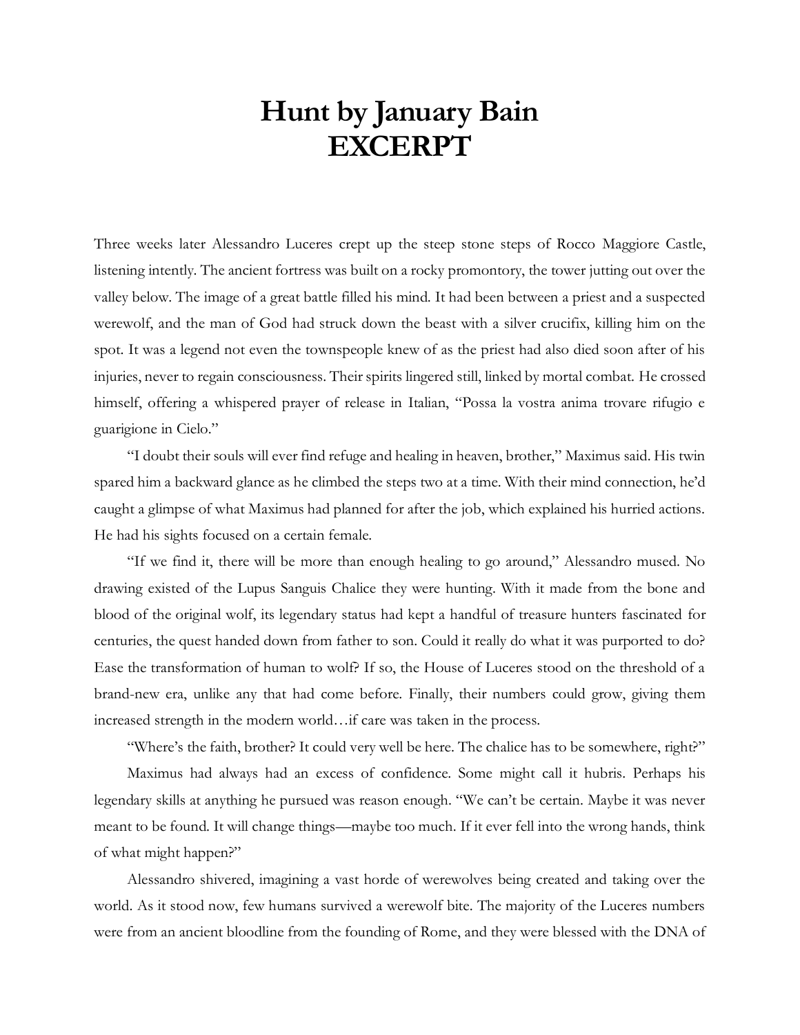# Hunt by January Bain
# EXCERPT

Three weeks later Alessandro Luceres crept up the steep stone steps of Rocco Maggiore Castle, listening intently. The ancient fortress was built on a rocky promontory, the tower jutting out over the valley below. The image of a great battle filled his mind. It had been between a priest and a suspected werewolf, and the man of God had struck down the beast with a silver crucifix, killing him on the spot. It was a legend not even the townspeople knew of as the priest had also died soon after of his injuries, never to regain consciousness. Their spirits lingered still, linked by mortal combat. He crossed himself, offering a whispered prayer of release in Italian, "Possa la vostra anima trovare rifugio e guarigione in Cielo."

"I doubt their souls will ever find refuge and healing in heaven, brother," Maximus said. His twin spared him a backward glance as he climbed the steps two at a time. With their mind connection, he'd caught a glimpse of what Maximus had planned for after the job, which explained his hurried actions. He had his sights focused on a certain female.

"If we find it, there will be more than enough healing to go around," Alessandro mused. No drawing existed of the Lupus Sanguis Chalice they were hunting. With it made from the bone and blood of the original wolf, its legendary status had kept a handful of treasure hunters fascinated for centuries, the quest handed down from father to son. Could it really do what it was purported to do? Ease the transformation of human to wolf? If so, the House of Luceres stood on the threshold of a brand-new era, unlike any that had come before. Finally, their numbers could grow, giving them increased strength in the modern world…if care was taken in the process.

"Where's the faith, brother? It could very well be here. The chalice has to be somewhere, right?"

Maximus had always had an excess of confidence. Some might call it hubris. Perhaps his legendary skills at anything he pursued was reason enough. "We can't be certain. Maybe it was never meant to be found. It will change things—maybe too much. If it ever fell into the wrong hands, think of what might happen?"

Alessandro shivered, imagining a vast horde of werewolves being created and taking over the world. As it stood now, few humans survived a werewolf bite. The majority of the Luceres numbers were from an ancient bloodline from the founding of Rome, and they were blessed with the DNA of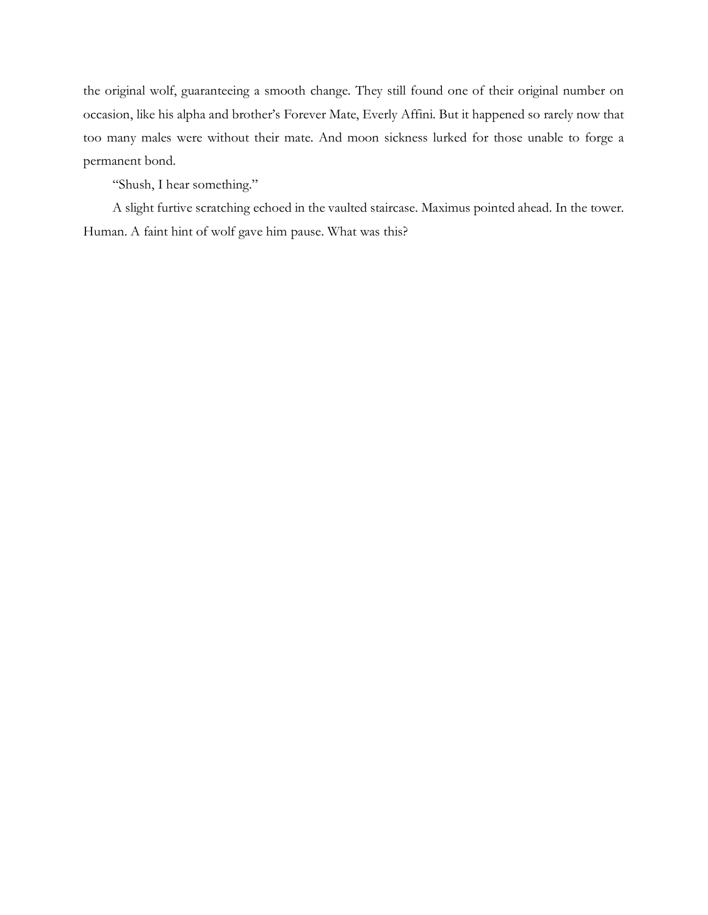the original wolf, guaranteeing a smooth change. They still found one of their original number on occasion, like his alpha and brother's Forever Mate, Everly Affini. But it happened so rarely now that too many males were without their mate. And moon sickness lurked for those unable to forge a permanent bond.

"Shush, I hear something."

A slight furtive scratching echoed in the vaulted staircase. Maximus pointed ahead. In the tower. Human. A faint hint of wolf gave him pause. What was this?